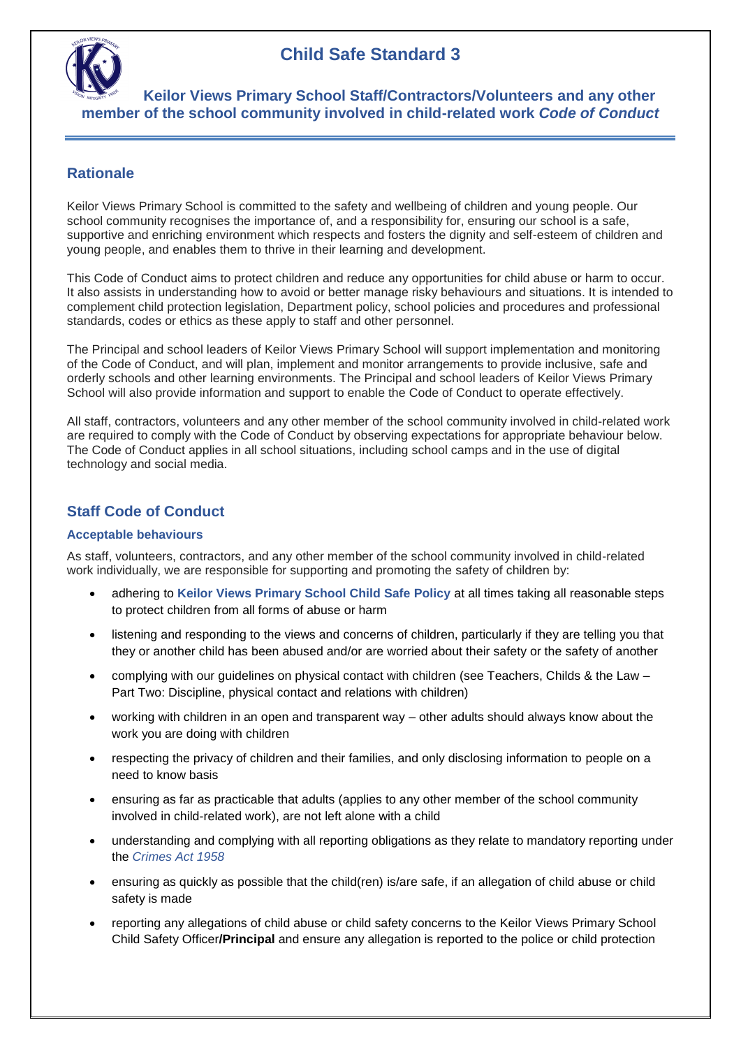# Child Safe Standard 3

**Keilor Views Primary School Staff/Contractors/Volunteers and any other member of the school community involved in child-related work *Code of Conduct***

## Rationale

Keilor Views Primary School is committed to the safety and wellbeing of children and young people. Our school community recognises the importance of, and a responsibility for, ensuring our school is a safe, supportive and enriching environment which respects and fosters the dignity and self-esteem of children and young people, and enables them to thrive in their learning and development.

This Code of Conduct aims to protect children and reduce any opportunities for child abuse or harm to occur. It also assists in understanding how to avoid or better manage risky behaviours and situations. It is intended to complement child protection legislation, Department policy, school policies and procedures and professional standards, codes or ethics as these apply to staff and other personnel.

The Principal and school leaders of Keilor Views Primary School will support implementation and monitoring of the Code of Conduct, and will plan, implement and monitor arrangements to provide inclusive, safe and orderly schools and other learning environments. The Principal and school leaders of Keilor Views Primary School will also provide information and support to enable the Code of Conduct to operate effectively.

All staff, contractors, volunteers and any other member of the school community involved in child-related work are required to comply with the Code of Conduct by observing expectations for appropriate behaviour below. The Code of Conduct applies in all school situations, including school camps and in the use of digital technology and social media.

## Staff Code of Conduct

### Acceptable behaviours

As staff, volunteers, contractors, and any other member of the school community involved in child-related work individually, we are responsible for supporting and promoting the safety of children by:

- adhering to **Keilor Views Primary School Child Safe Policy** at all times taking all reasonable steps to protect children from all forms of abuse or harm
- listening and responding to the views and concerns of children, particularly if they are telling you that they or another child has been abused and/or are worried about their safety or the safety of another
- complying with our guidelines on physical contact with children (see Teachers, Childs & the Law – Part Two: Discipline, physical contact and relations with children)
- working with children in an open and transparent way – other adults should always know about the work you are doing with children
- respecting the privacy of children and their families, and only disclosing information to people on a need to know basis
- ensuring as far as practicable that adults (applies to any other member of the school community involved in child-related work), are not left alone with a child
- understanding and complying with all reporting obligations as they relate to mandatory reporting under the *Crimes Act 1958*
- ensuring as quickly as possible that the child(ren) is/are safe, if an allegation of child abuse or child safety is made
- reporting any allegations of child abuse or child safety concerns to the Keilor Views Primary School Child Safety Officer**/Principal** and ensure any allegation is reported to the police or child protection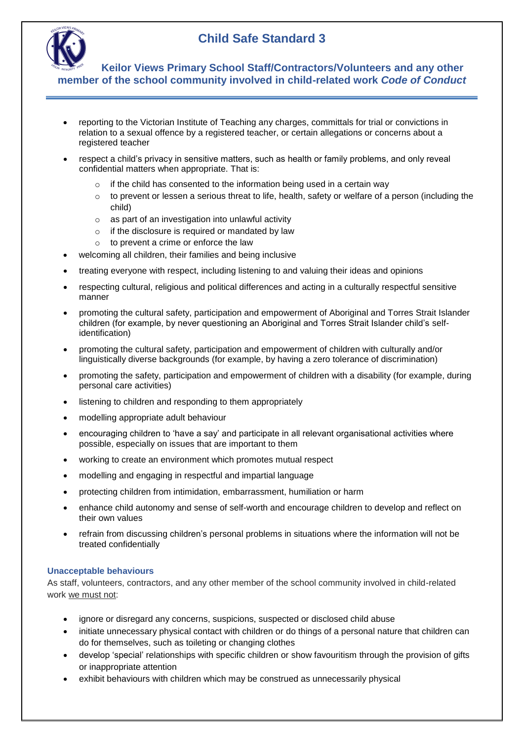- reporting to the Victorian Institute of Teaching any charges, committals for trial or convictions in relation to a sexual offence by a registered teacher, or certain allegations or concerns about a registered teacher
- respect a child's privacy in sensitive matters, such as health or family problems, and only reveal confidential matters when appropriate. That is:
  - if the child has consented to the information being used in a certain way
  - to prevent or lessen a serious threat to life, health, safety or welfare of a person (including the child)
  - as part of an investigation into unlawful activity
  - if the disclosure is required or mandated by law
  - to prevent a crime or enforce the law
- welcoming all children, their families and being inclusive
- treating everyone with respect, including listening to and valuing their ideas and opinions
- respecting cultural, religious and political differences and acting in a culturally respectful sensitive manner
- promoting the cultural safety, participation and empowerment of Aboriginal and Torres Strait Islander children (for example, by never questioning an Aboriginal and Torres Strait Islander child's self-identification)
- promoting the cultural safety, participation and empowerment of children with culturally and/or linguistically diverse backgrounds (for example, by having a zero tolerance of discrimination)
- promoting the safety, participation and empowerment of children with a disability (for example, during personal care activities)
- listening to children and responding to them appropriately
- modelling appropriate adult behaviour
- encouraging children to 'have a say' and participate in all relevant organisational activities where possible, especially on issues that are important to them
- working to create an environment which promotes mutual respect
- modelling and engaging in respectful and impartial language
- protecting children from intimidation, embarrassment, humiliation or harm
- enhance child autonomy and sense of self-worth and encourage children to develop and reflect on their own values
- refrain from discussing children's personal problems in situations where the information will not be treated confidentially

### Unacceptable behaviours

As staff, volunteers, contractors, and any other member of the school community involved in child-related work we must not:

- ignore or disregard any concerns, suspicions, suspected or disclosed child abuse
- initiate unnecessary physical contact with children or do things of a personal nature that children can do for themselves, such as toileting or changing clothes
- develop 'special' relationships with specific children or show favouritism through the provision of gifts or inappropriate attention
- exhibit behaviours with children which may be construed as unnecessarily physical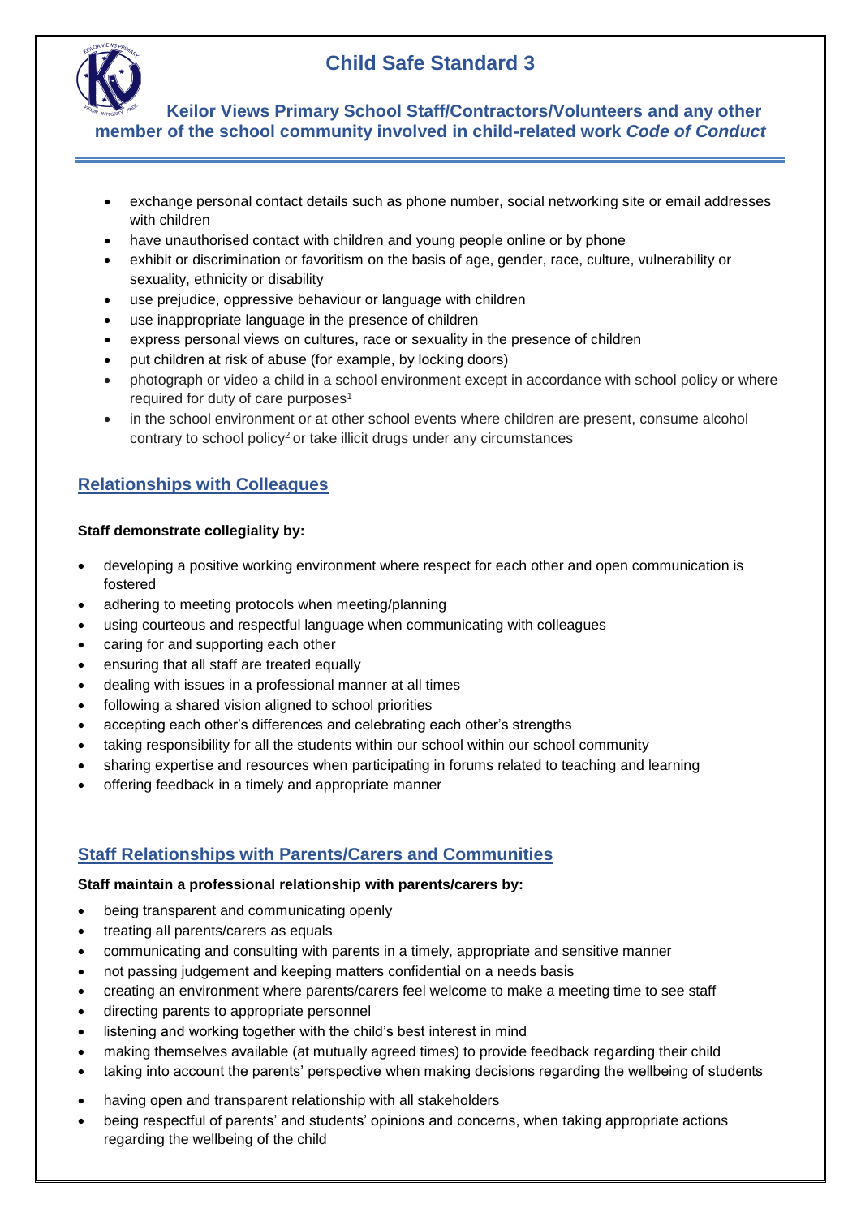# Child Safe Standard 3

## Keilor Views Primary School Staff/Contractors/Volunteers and any other member of the school community involved in child-related work *Code of Conduct*

- exchange personal contact details such as phone number, social networking site or email addresses with children
- have unauthorised contact with children and young people online or by phone
- exhibit or discrimination or favoritism on the basis of age, gender, race, culture, vulnerability or sexuality, ethnicity or disability
- use prejudice, oppressive behaviour or language with children
- use inappropriate language in the presence of children
- express personal views on cultures, race or sexuality in the presence of children
- put children at risk of abuse (for example, by locking doors)
- photograph or video a child in a school environment except in accordance with school policy or where required for duty of care purposes[1]
- in the school environment or at other school events where children are present, consume alcohol contrary to school policy[2] or take illicit drugs under any circumstances

## Relationships with Colleagues

**Staff demonstrate collegiality by:**

- developing a positive working environment where respect for each other and open communication is fostered
- adhering to meeting protocols when meeting/planning
- using courteous and respectful language when communicating with colleagues
- caring for and supporting each other
- ensuring that all staff are treated equally
- dealing with issues in a professional manner at all times
- following a shared vision aligned to school priorities
- accepting each other's differences and celebrating each other's strengths
- taking responsibility for all the students within our school within our school community
- sharing expertise and resources when participating in forums related to teaching and learning
- offering feedback in a timely and appropriate manner

## Staff Relationships with Parents/Carers and Communities

**Staff maintain a professional relationship with parents/carers by:**

- being transparent and communicating openly
- treating all parents/carers as equals
- communicating and consulting with parents in a timely, appropriate and sensitive manner
- not passing judgement and keeping matters confidential on a needs basis
- creating an environment where parents/carers feel welcome to make a meeting time to see staff
- directing parents to appropriate personnel
- listening and working together with the child's best interest in mind
- making themselves available (at mutually agreed times) to provide feedback regarding their child
- taking into account the parents' perspective when making decisions regarding the wellbeing of students
- having open and transparent relationship with all stakeholders
- being respectful of parents' and students' opinions and concerns, when taking appropriate actions regarding the wellbeing of the child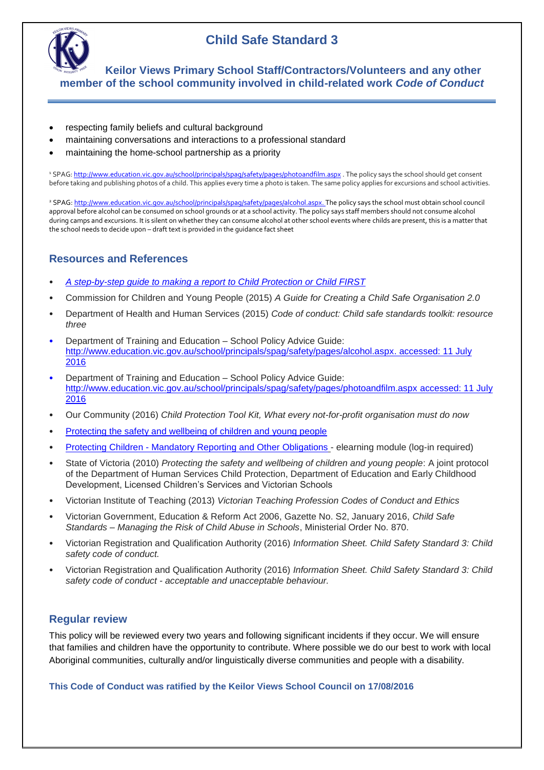- respecting family beliefs and cultural background
- maintaining conversations and interactions to a professional standard
- maintaining the home-school partnership as a priority

[1] SPAG: http://www.education.vic.gov.au/school/principals/spag/safety/pages/photoandfilm.aspx . The policy says the school should get consent before taking and publishing photos of a child. This applies every time a photo is taken. The same policy applies for excursions and school activities.

[2] SPAG: http://www.education.vic.gov.au/school/principals/spag/safety/pages/alcohol.aspx. The policy says the school must obtain school council approval before alcohol can be consumed on school grounds or at a school activity. The policy says staff members should not consume alcohol during camps and excursions. It is silent on whether they can consume alcohol at other school events where childs are present, this is a matter that the school needs to decide upon – draft text is provided in the guidance fact sheet

## Resources and References

- *A step-by-step guide to making a report to Child Protection or Child FIRST*
- Commission for Children and Young People (2015) *A Guide for Creating a Child Safe Organisation 2.0*
- Department of Health and Human Services (2015) *Code of conduct: Child safe standards toolkit: resource three*
- Department of Training and Education – School Policy Advice Guide: http://www.education.vic.gov.au/school/principals/spag/safety/pages/alcohol.aspx. accessed: 11 July 2016
- Department of Training and Education – School Policy Advice Guide: http://www.education.vic.gov.au/school/principals/spag/safety/pages/photoandfilm.aspx accessed: 11 July 2016
- Our Community (2016) *Child Protection Tool Kit, What every not-for-profit organisation must do now*
- Protecting the safety and wellbeing of children and young people
- Protecting Children - Mandatory Reporting and Other Obligations - elearning module (log-in required)
- State of Victoria (2010) *Protecting the safety and wellbeing of children and young people*: A joint protocol of the Department of Human Services Child Protection, Department of Education and Early Childhood Development, Licensed Children's Services and Victorian Schools
- Victorian Institute of Teaching (2013) *Victorian Teaching Profession Codes of Conduct and Ethics*
- Victorian Government, Education & Reform Act 2006, Gazette No. S2, January 2016, *Child Safe Standards – Managing the Risk of Child Abuse in Schools*, Ministerial Order No. 870.
- Victorian Registration and Qualification Authority (2016) *Information Sheet. Child Safety Standard 3: Child safety code of conduct.*
- Victorian Registration and Qualification Authority (2016) *Information Sheet. Child Safety Standard 3: Child safety code of conduct - acceptable and unacceptable behaviour.*

## Regular review

This policy will be reviewed every two years and following significant incidents if they occur. We will ensure that families and children have the opportunity to contribute. Where possible we do our best to work with local Aboriginal communities, culturally and/or linguistically diverse communities and people with a disability.

**This Code of Conduct was ratified by the Keilor Views School Council on 17/08/2016**